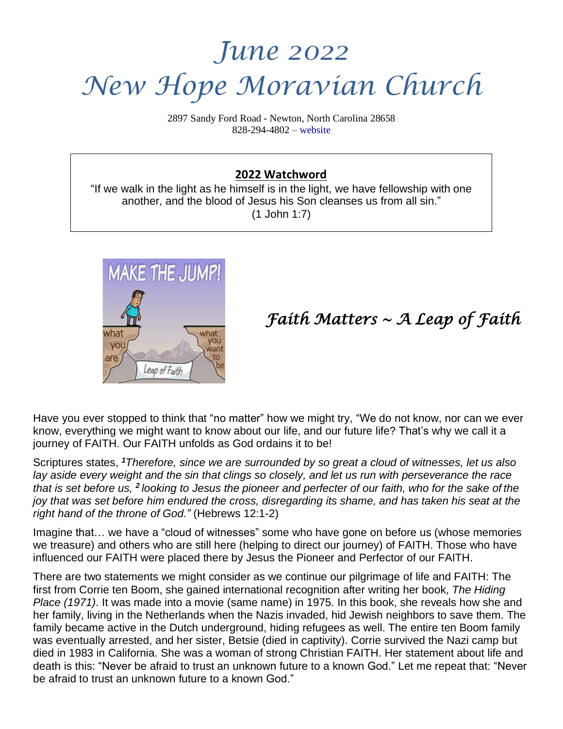# *June 2022*
# *New Hope Moravian Church*

2897 Sandy Ford Road - Newton, North Carolina 28658
828-294-4802 – website

**2022 Watchword**

"If we walk in the light as he himself is in the light, we have fellowship with one another, and the blood of Jesus his Son cleanses us from all sin."
(1 John 1:7)

## *Faith Matters ~ A Leap of Faith*

Have you ever stopped to think that "no matter" how we might try, "We do not know, nor can we ever know, everything we might want to know about our life, and our future life? That's why we call it a journey of FAITH. Our FAITH unfolds as God ordains it to be!

Scriptures states, *[1]Therefore, since we are surrounded by so great a cloud of witnesses, let us also lay aside every weight and the sin that clings so closely, and let us run with perseverance the race that is set before us, [2] looking to Jesus the pioneer and perfecter of our faith, who for the sake of the joy that was set before him endured the cross, disregarding its shame, and has taken his seat at the right hand of the throne of God."* (Hebrews 12:1-2)

Imagine that… we have a "cloud of witnesses" some who have gone on before us (whose memories we treasure) and others who are still here (helping to direct our journey) of FAITH. Those who have influenced our FAITH were placed there by Jesus the Pioneer and Perfector of our FAITH.

There are two statements we might consider as we continue our pilgrimage of life and FAITH: The first from Corrie ten Boom, she gained international recognition after writing her book, *The Hiding Place (1971)*. It was made into a movie (same name) in 1975. In this book, she reveals how she and her family, living in the Netherlands when the Nazis invaded, hid Jewish neighbors to save them. The family became active in the Dutch underground, hiding refugees as well. The entire ten Boom family was eventually arrested, and her sister, Betsie (died in captivity). Corrie survived the Nazi camp but died in 1983 in California. She was a woman of strong Christian FAITH. Her statement about life and death is this: "Never be afraid to trust an unknown future to a known God." Let me repeat that: "Never be afraid to trust an unknown future to a known God."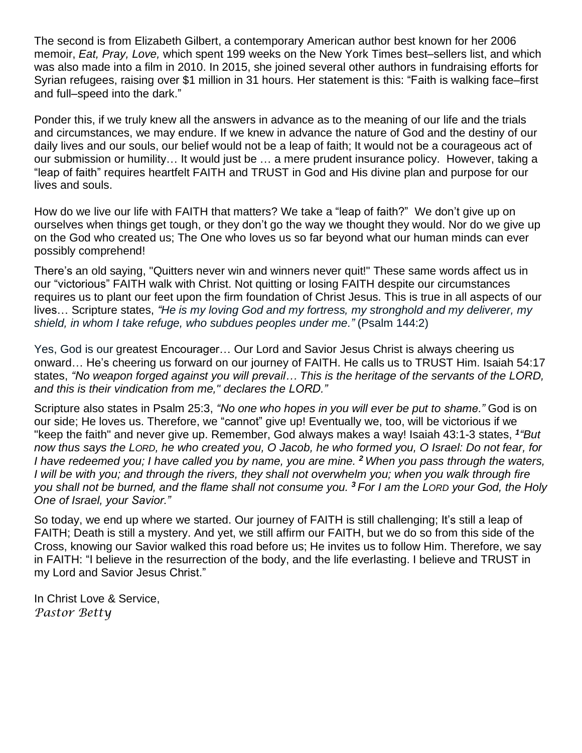The second is from Elizabeth Gilbert, a contemporary American author best known for her 2006 memoir, *Eat, Pray, Love,* which spent 199 weeks on the New York Times best–sellers list, and which was also made into a film in 2010. In 2015, she joined several other authors in fundraising efforts for Syrian refugees, raising over $1 million in 31 hours. Her statement is this: "Faith is walking face–first and full–speed into the dark."

Ponder this, if we truly knew all the answers in advance as to the meaning of our life and the trials and circumstances, we may endure. If we knew in advance the nature of God and the destiny of our daily lives and our souls, our belief would not be a leap of faith; It would not be a courageous act of our submission or humility… It would just be … a mere prudent insurance policy. However, taking a "leap of faith" requires heartfelt FAITH and TRUST in God and His divine plan and purpose for our lives and souls.

How do we live our life with FAITH that matters? We take a "leap of faith?" We don't give up on ourselves when things get tough, or they don't go the way we thought they would. Nor do we give up on the God who created us; The One who loves us so far beyond what our human minds can ever possibly comprehend!

There's an old saying, "Quitters never win and winners never quit!" These same words affect us in our "victorious" FAITH walk with Christ. Not quitting or losing FAITH despite our circumstances requires us to plant our feet upon the firm foundation of Christ Jesus. This is true in all aspects of our lives… Scripture states, *"He is my loving God and my fortress, my stronghold and my deliverer, my shield, in whom I take refuge, who subdues peoples under me."* (Psalm 144:2)

Yes, God is our greatest Encourager… Our Lord and Savior Jesus Christ is always cheering us onward… He's cheering us forward on our journey of FAITH. He calls us to TRUST Him. Isaiah 54:17 states, *"No weapon forged against you will prevail… This is the heritage of the servants of the LORD, and this is their vindication from me," declares the LORD."*

Scripture also states in Psalm 25:3, *"No one who hopes in you will ever be put to shame."* God is on our side; He loves us. Therefore, we "cannot" give up! Eventually we, too, will be victorious if we "keep the faith" and never give up. Remember, God always makes a way! Isaiah 43:1-3 states, ***1*** *"But now thus says the LORD, he who created you, O Jacob, he who formed you, O Israel: Do not fear, for I have redeemed you; I have called you by name, you are mine.* ***2*** *When you pass through the waters, I will be with you; and through the rivers, they shall not overwhelm you; when you walk through fire you shall not be burned, and the flame shall not consume you.* ***3*** *For I am the LORD your God, the Holy One of Israel, your Savior."*

So today, we end up where we started. Our journey of FAITH is still challenging; It's still a leap of FAITH; Death is still a mystery. And yet, we still affirm our FAITH, but we do so from this side of the Cross, knowing our Savior walked this road before us; He invites us to follow Him. Therefore, we say in FAITH: "I believe in the resurrection of the body, and the life everlasting. I believe and TRUST in my Lord and Savior Jesus Christ."

In Christ Love & Service,
*Pastor Betty*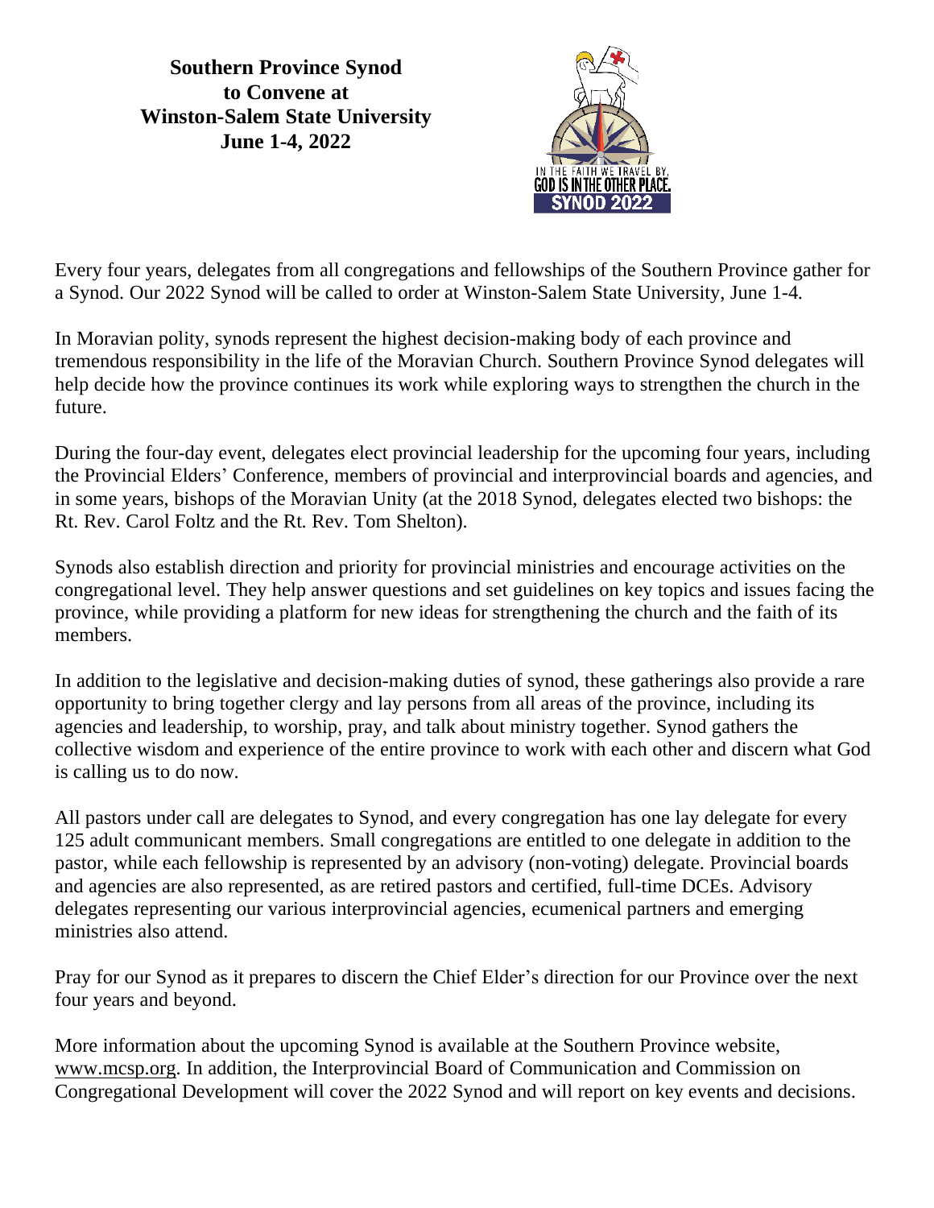# Southern Province Synod to Convene at Winston-Salem State University June 1-4, 2022

IN THE FAITH WE TRAVEL BY, GOD IS IN THE OTHER PLACE. SYNOD 2022

Every four years, delegates from all congregations and fellowships of the Southern Province gather for a Synod. Our 2022 Synod will be called to order at Winston-Salem State University, June 1-4.

In Moravian polity, synods represent the highest decision-making body of each province and tremendous responsibility in the life of the Moravian Church. Southern Province Synod delegates will help decide how the province continues its work while exploring ways to strengthen the church in the future.

During the four-day event, delegates elect provincial leadership for the upcoming four years, including the Provincial Elders' Conference, members of provincial and interprovincial boards and agencies, and in some years, bishops of the Moravian Unity (at the 2018 Synod, delegates elected two bishops: the Rt. Rev. Carol Foltz and the Rt. Rev. Tom Shelton).

Synods also establish direction and priority for provincial ministries and encourage activities on the congregational level. They help answer questions and set guidelines on key topics and issues facing the province, while providing a platform for new ideas for strengthening the church and the faith of its members.

In addition to the legislative and decision-making duties of synod, these gatherings also provide a rare opportunity to bring together clergy and lay persons from all areas of the province, including its agencies and leadership, to worship, pray, and talk about ministry together. Synod gathers the collective wisdom and experience of the entire province to work with each other and discern what God is calling us to do now.

All pastors under call are delegates to Synod, and every congregation has one lay delegate for every 125 adult communicant members. Small congregations are entitled to one delegate in addition to the pastor, while each fellowship is represented by an advisory (non-voting) delegate. Provincial boards and agencies are also represented, as are retired pastors and certified, full-time DCEs. Advisory delegates representing our various interprovincial agencies, ecumenical partners and emerging ministries also attend.

Pray for our Synod as it prepares to discern the Chief Elder's direction for our Province over the next four years and beyond.

More information about the upcoming Synod is available at the Southern Province website, www.mcsp.org. In addition, the Interprovincial Board of Communication and Commission on Congregational Development will cover the 2022 Synod and will report on key events and decisions.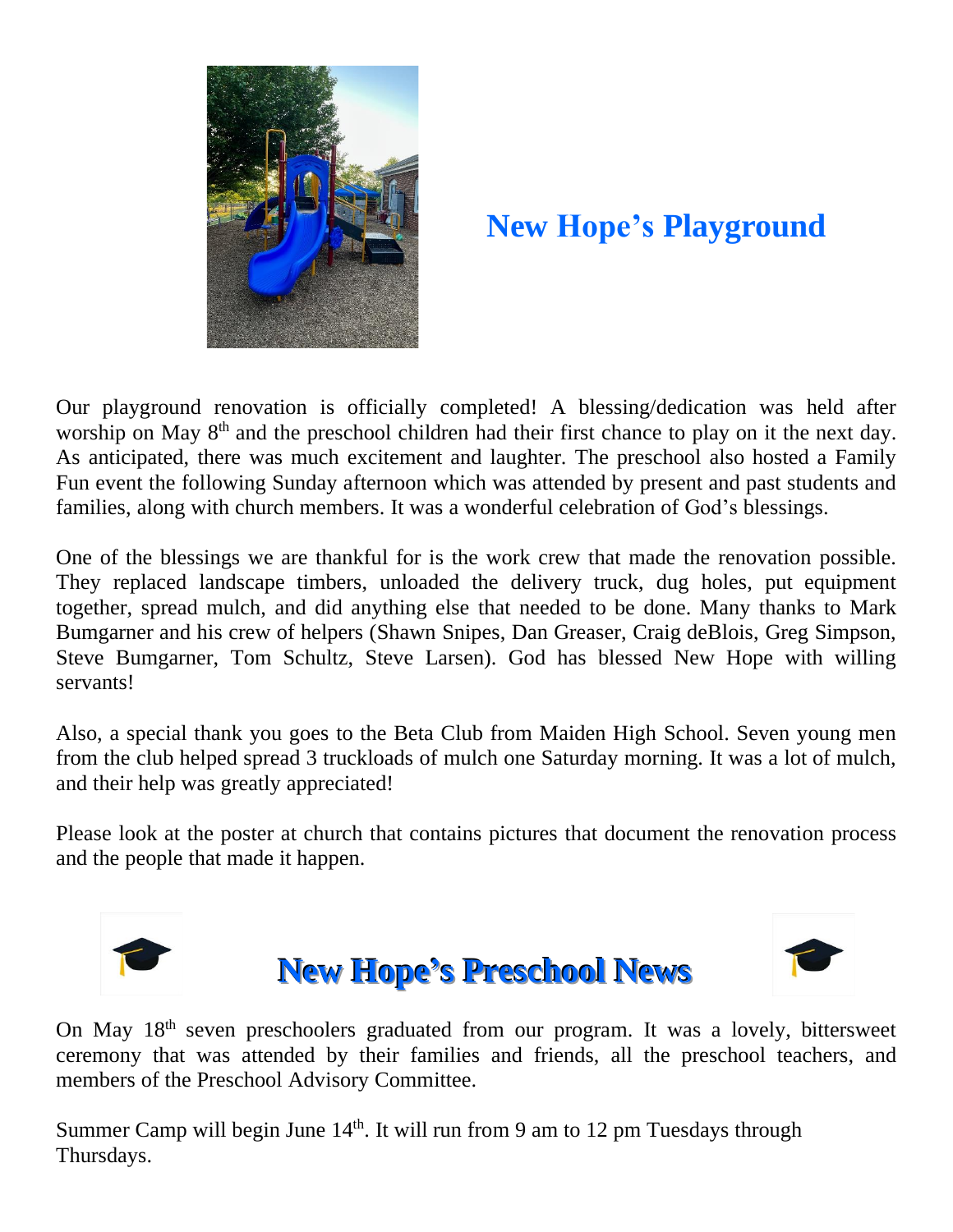## New Hope's Playground

Our playground renovation is officially completed! A blessing/dedication was held after worship on May 8th and the preschool children had their first chance to play on it the next day. As anticipated, there was much excitement and laughter. The preschool also hosted a Family Fun event the following Sunday afternoon which was attended by present and past students and families, along with church members. It was a wonderful celebration of God's blessings.

One of the blessings we are thankful for is the work crew that made the renovation possible. They replaced landscape timbers, unloaded the delivery truck, dug holes, put equipment together, spread mulch, and did anything else that needed to be done. Many thanks to Mark Bumgarner and his crew of helpers (Shawn Snipes, Dan Greaser, Craig deBlois, Greg Simpson, Steve Bumgarner, Tom Schultz, Steve Larsen). God has blessed New Hope with willing servants!

Also, a special thank you goes to the Beta Club from Maiden High School. Seven young men from the club helped spread 3 truckloads of mulch one Saturday morning. It was a lot of mulch, and their help was greatly appreciated!

Please look at the poster at church that contains pictures that document the renovation process and the people that made it happen.

## New Hope's Preschool News

On May 18th seven preschoolers graduated from our program. It was a lovely, bittersweet ceremony that was attended by their families and friends, all the preschool teachers, and members of the Preschool Advisory Committee.

Summer Camp will begin June 14th. It will run from 9 am to 12 pm Tuesdays through Thursdays.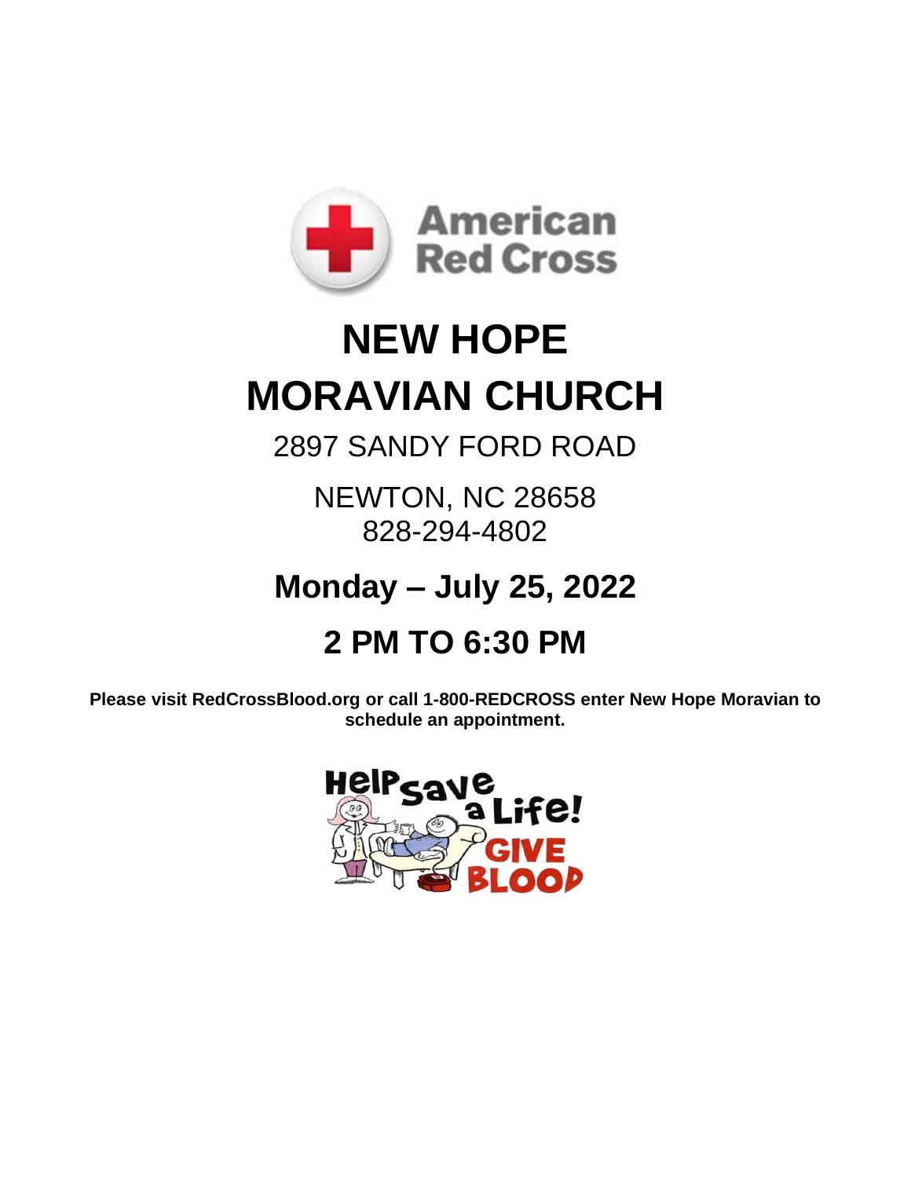American Red Cross

# NEW HOPE
# MORAVIAN CHURCH

2897 SANDY FORD ROAD

NEWTON, NC 28658
828-294-4802

## Monday – July 25, 2022

## 2 PM TO 6:30 PM

**Please visit RedCrossBlood.org or call 1-800-REDCROSS enter New Hope Moravian to schedule an appointment.**

Help Save a Life! GIVE BLOOD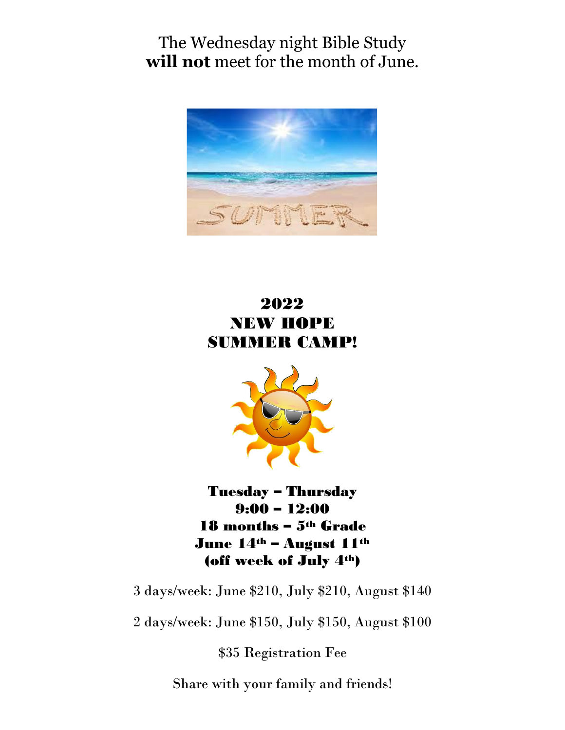The Wednesday night Bible Study **will not** meet for the month of June.

# 2022
# NEW HOPE
# SUMMER CAMP!

**Tuesday – Thursday**
**9:00 – 12:00**
**18 months – 5th Grade**
**June 14th – August 11th**
**(off week of July 4th)**

3 days/week: June $210, July $210, August $140

2 days/week: June $150, July $150, August $100

$35 Registration Fee

Share with your family and friends!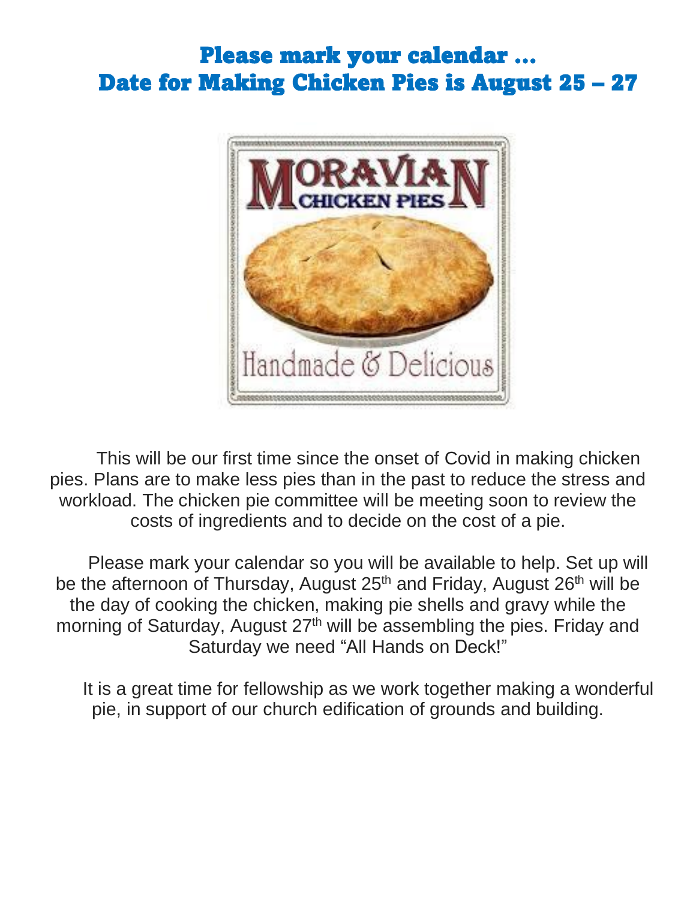# Please mark your calendar …
# Date for Making Chicken Pies is August 25 – 27

This will be our first time since the onset of Covid in making chicken pies. Plans are to make less pies than in the past to reduce the stress and workload. The chicken pie committee will be meeting soon to review the costs of ingredients and to decide on the cost of a pie.

Please mark your calendar so you will be available to help. Set up will be the afternoon of Thursday, August 25th and Friday, August 26th will be the day of cooking the chicken, making pie shells and gravy while the morning of Saturday, August 27th will be assembling the pies. Friday and Saturday we need "All Hands on Deck!"

It is a great time for fellowship as we work together making a wonderful pie, in support of our church edification of grounds and building.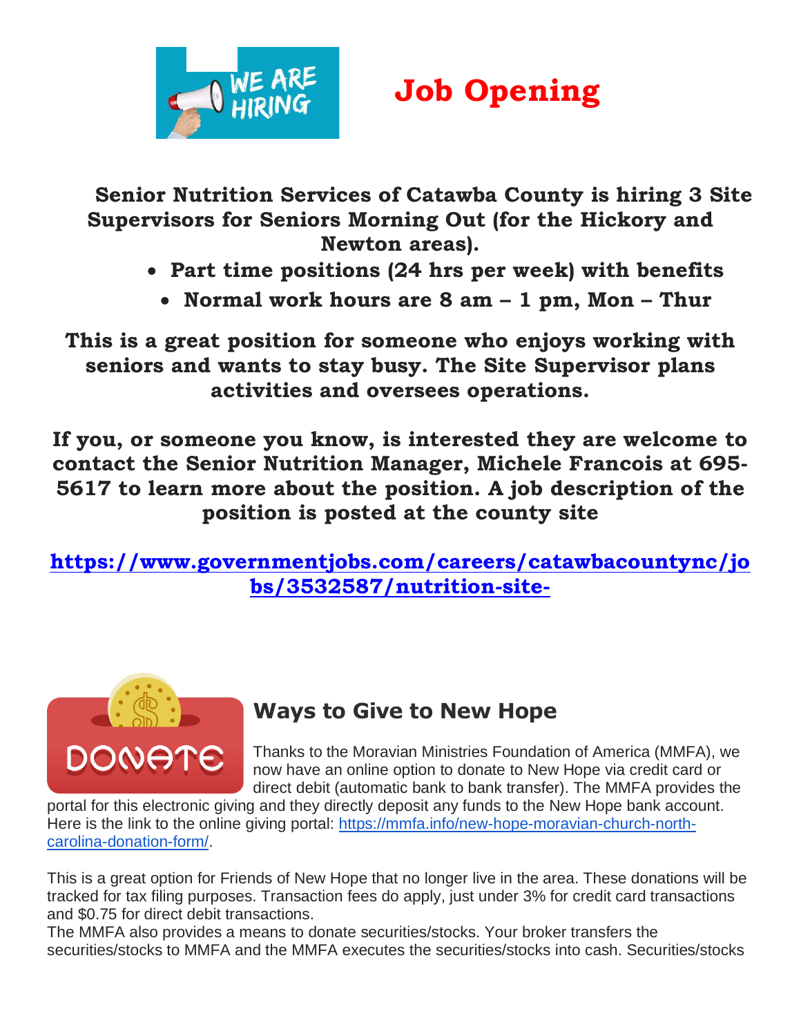# Job Opening

**Senior Nutrition Services of Catawba County is hiring 3 Site Supervisors for Seniors Morning Out (for the Hickory and Newton areas).**

- **Part time positions (24 hrs per week) with benefits**
- **Normal work hours are 8 am – 1 pm, Mon – Thur**

**This is a great position for someone who enjoys working with seniors and wants to stay busy. The Site Supervisor plans activities and oversees operations.**

**If you, or someone you know, is interested they are welcome to contact the Senior Nutrition Manager, Michele Francois at 695-5617 to learn more about the position. A job description of the position is posted at the county site**

**https://www.governmentjobs.com/careers/catawbacountync/jobs/3532587/nutrition-site-**

## Ways to Give to New Hope

Thanks to the Moravian Ministries Foundation of America (MMFA), we now have an online option to donate to New Hope via credit card or direct debit (automatic bank to bank transfer). The MMFA provides the portal for this electronic giving and they directly deposit any funds to the New Hope bank account. Here is the link to the online giving portal: https://mmfa.info/new-hope-moravian-church-north-carolina-donation-form/.

This is a great option for Friends of New Hope that no longer live in the area. These donations will be tracked for tax filing purposes. Transaction fees do apply, just under 3% for credit card transactions and $0.75 for direct debit transactions.

The MMFA also provides a means to donate securities/stocks. Your broker transfers the securities/stocks to MMFA and the MMFA executes the securities/stocks into cash. Securities/stocks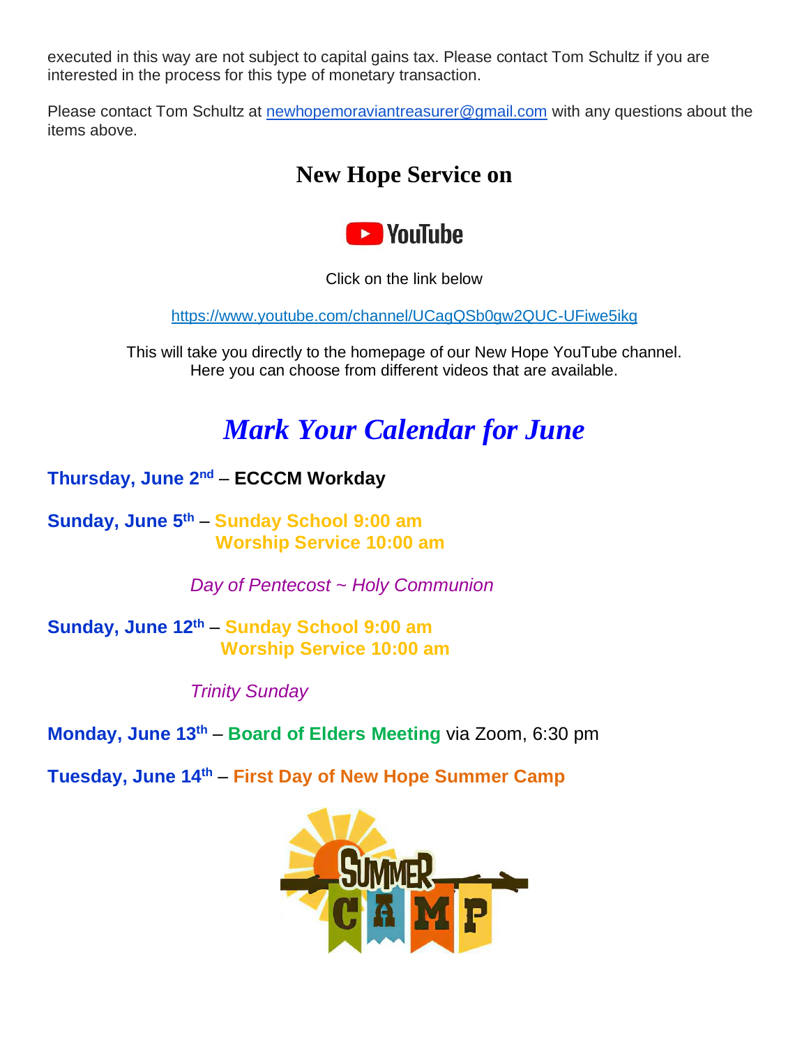executed in this way are not subject to capital gains tax. Please contact Tom Schultz if you are interested in the process for this type of monetary transaction.

Please contact Tom Schultz at newhopemoraviantreasurer@gmail.com with any questions about the items above.

## New Hope Service on

YouTube

Click on the link below

https://www.youtube.com/channel/UCagQSb0gw2QUC-UFiwe5ikg

This will take you directly to the homepage of our New Hope YouTube channel.
Here you can choose from different videos that are available.

# *Mark Your Calendar for June*

**Thursday, June 2nd** – **ECCCM Workday**

**Sunday, June 5th** – **Sunday School 9:00 am**
**Worship Service 10:00 am**

*Day of Pentecost ~ Holy Communion*

**Sunday, June 12th** – **Sunday School 9:00 am**
**Worship Service 10:00 am**

*Trinity Sunday*

**Monday, June 13th** – **Board of Elders Meeting** via Zoom, 6:30 pm

**Tuesday, June 14th** – **First Day of New Hope Summer Camp**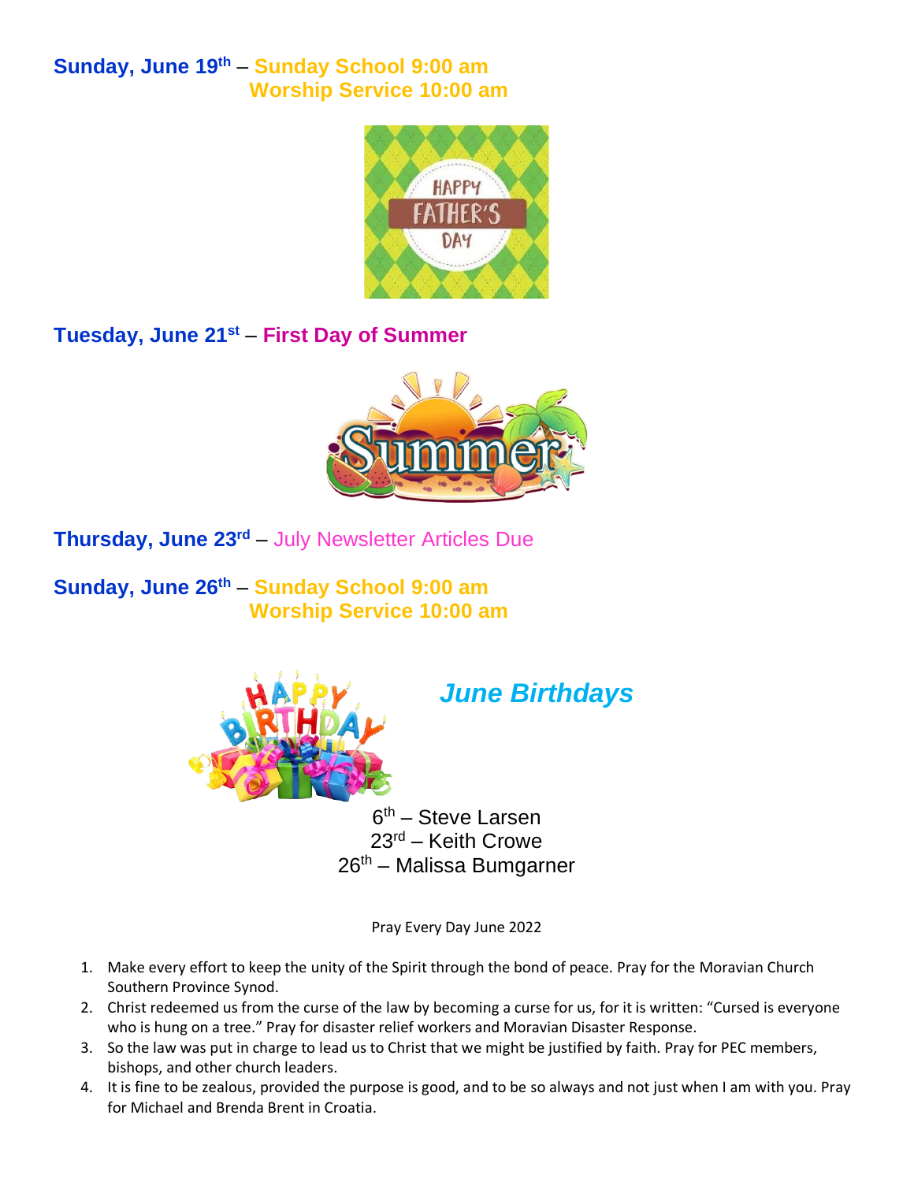**Sunday, June 19th** – **Sunday School 9:00 am**
**Worship Service 10:00 am**

**Tuesday, June 21st** – **First Day of Summer**

**Thursday, June 23rd** – July Newsletter Articles Due

**Sunday, June 26th** – **Sunday School 9:00 am**
**Worship Service 10:00 am**

## *June Birthdays*

6th – Steve Larsen
23rd – Keith Crowe
26th – Malissa Bumgarner

Pray Every Day June 2022

1. Make every effort to keep the unity of the Spirit through the bond of peace. Pray for the Moravian Church Southern Province Synod.
2. Christ redeemed us from the curse of the law by becoming a curse for us, for it is written: "Cursed is everyone who is hung on a tree." Pray for disaster relief workers and Moravian Disaster Response.
3. So the law was put in charge to lead us to Christ that we might be justified by faith. Pray for PEC members, bishops, and other church leaders.
4. It is fine to be zealous, provided the purpose is good, and to be so always and not just when I am with you. Pray for Michael and Brenda Brent in Croatia.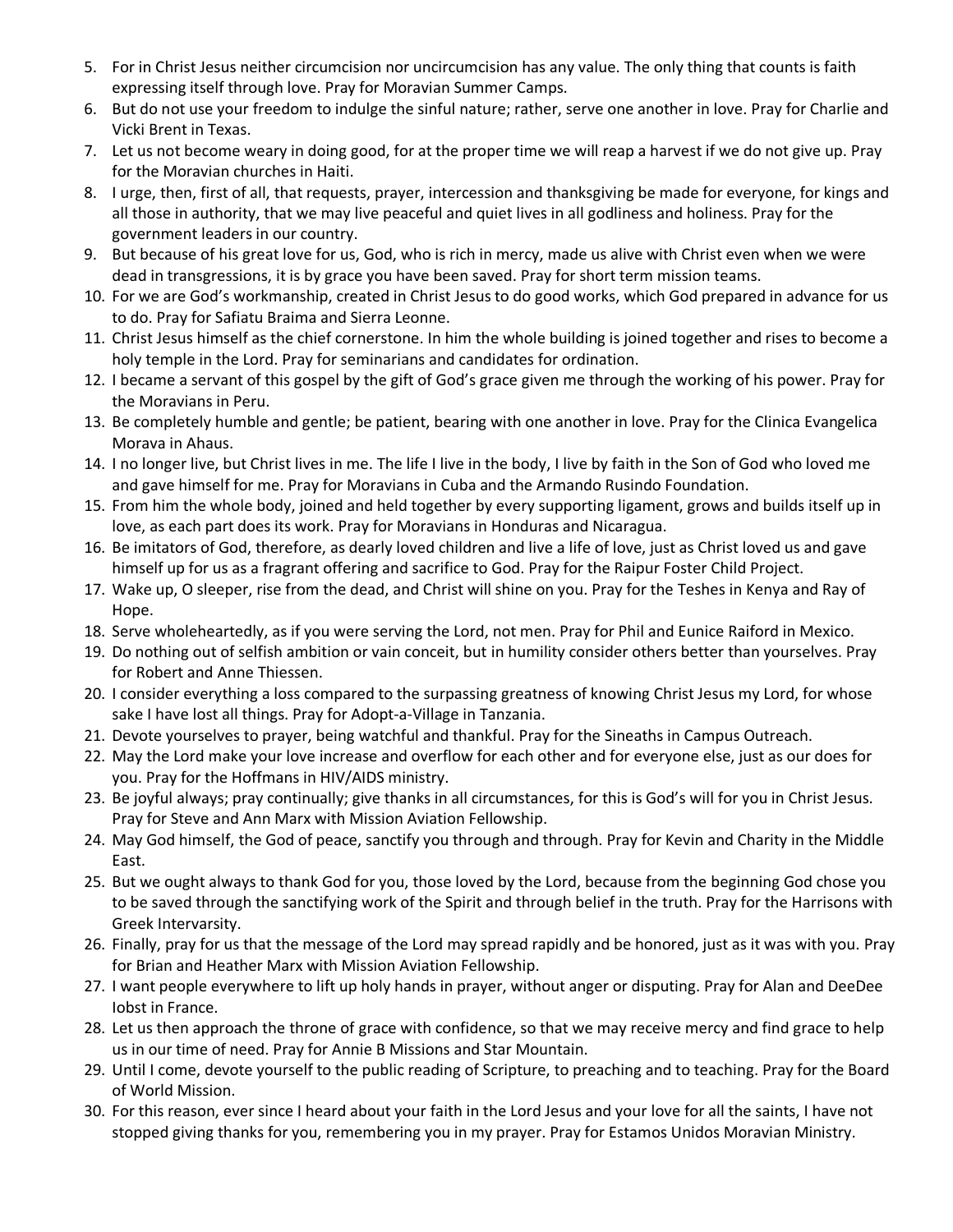5. For in Christ Jesus neither circumcision nor uncircumcision has any value. The only thing that counts is faith expressing itself through love. Pray for Moravian Summer Camps.
6. But do not use your freedom to indulge the sinful nature; rather, serve one another in love. Pray for Charlie and Vicki Brent in Texas.
7. Let us not become weary in doing good, for at the proper time we will reap a harvest if we do not give up. Pray for the Moravian churches in Haiti.
8. I urge, then, first of all, that requests, prayer, intercession and thanksgiving be made for everyone, for kings and all those in authority, that we may live peaceful and quiet lives in all godliness and holiness. Pray for the government leaders in our country.
9. But because of his great love for us, God, who is rich in mercy, made us alive with Christ even when we were dead in transgressions, it is by grace you have been saved. Pray for short term mission teams.
10. For we are God's workmanship, created in Christ Jesus to do good works, which God prepared in advance for us to do. Pray for Safiatu Braima and Sierra Leonne.
11. Christ Jesus himself as the chief cornerstone. In him the whole building is joined together and rises to become a holy temple in the Lord. Pray for seminarians and candidates for ordination.
12. I became a servant of this gospel by the gift of God's grace given me through the working of his power. Pray for the Moravians in Peru.
13. Be completely humble and gentle; be patient, bearing with one another in love. Pray for the Clinica Evangelica Morava in Ahaus.
14. I no longer live, but Christ lives in me. The life I live in the body, I live by faith in the Son of God who loved me and gave himself for me. Pray for Moravians in Cuba and the Armando Rusindo Foundation.
15. From him the whole body, joined and held together by every supporting ligament, grows and builds itself up in love, as each part does its work. Pray for Moravians in Honduras and Nicaragua.
16. Be imitators of God, therefore, as dearly loved children and live a life of love, just as Christ loved us and gave himself up for us as a fragrant offering and sacrifice to God. Pray for the Raipur Foster Child Project.
17. Wake up, O sleeper, rise from the dead, and Christ will shine on you. Pray for the Teshes in Kenya and Ray of Hope.
18. Serve wholeheartedly, as if you were serving the Lord, not men. Pray for Phil and Eunice Raiford in Mexico.
19. Do nothing out of selfish ambition or vain conceit, but in humility consider others better than yourselves. Pray for Robert and Anne Thiessen.
20. I consider everything a loss compared to the surpassing greatness of knowing Christ Jesus my Lord, for whose sake I have lost all things. Pray for Adopt-a-Village in Tanzania.
21. Devote yourselves to prayer, being watchful and thankful. Pray for the Sineaths in Campus Outreach.
22. May the Lord make your love increase and overflow for each other and for everyone else, just as our does for you. Pray for the Hoffmans in HIV/AIDS ministry.
23. Be joyful always; pray continually; give thanks in all circumstances, for this is God's will for you in Christ Jesus. Pray for Steve and Ann Marx with Mission Aviation Fellowship.
24. May God himself, the God of peace, sanctify you through and through. Pray for Kevin and Charity in the Middle East.
25. But we ought always to thank God for you, those loved by the Lord, because from the beginning God chose you to be saved through the sanctifying work of the Spirit and through belief in the truth. Pray for the Harrisons with Greek Intervarsity.
26. Finally, pray for us that the message of the Lord may spread rapidly and be honored, just as it was with you. Pray for Brian and Heather Marx with Mission Aviation Fellowship.
27. I want people everywhere to lift up holy hands in prayer, without anger or disputing. Pray for Alan and DeeDee Iobst in France.
28. Let us then approach the throne of grace with confidence, so that we may receive mercy and find grace to help us in our time of need. Pray for Annie B Missions and Star Mountain.
29. Until I come, devote yourself to the public reading of Scripture, to preaching and to teaching. Pray for the Board of World Mission.
30. For this reason, ever since I heard about your faith in the Lord Jesus and your love for all the saints, I have not stopped giving thanks for you, remembering you in my prayer. Pray for Estamos Unidos Moravian Ministry.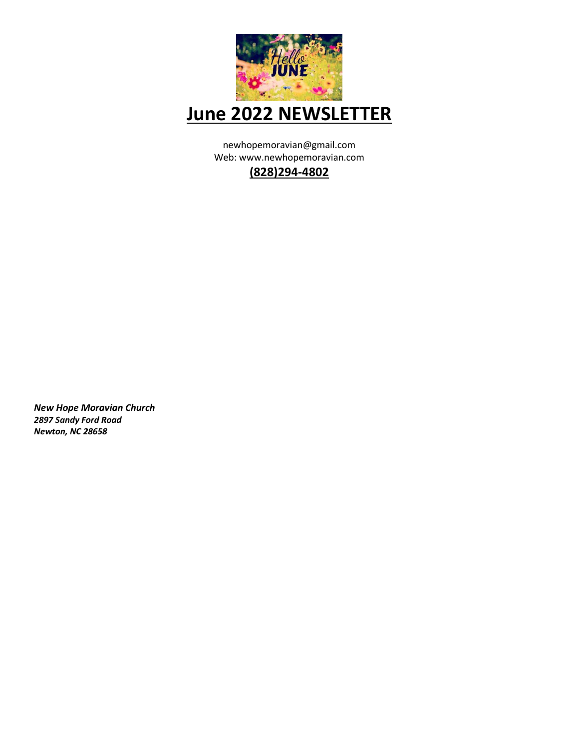# June 2022 NEWSLETTER

newhopemoravian@gmail.com
Web: www.newhopemoravian.com

**(828)294-4802**

***New Hope Moravian Church***
***2897 Sandy Ford Road***
***Newton, NC 28658***